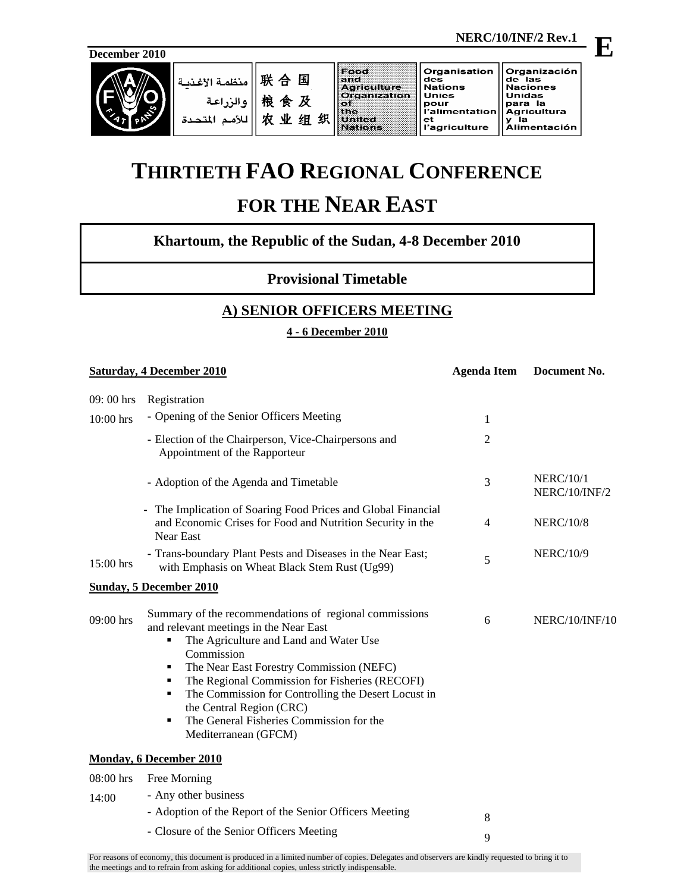NERC/10/INF/2 Rev.1

December 2010

منظمة الأغذية والزراعة للأمم المتحدة | 联合国粮食及农业组织 | Food and Agriculture Organization of the United Nations | Organisation des Nations Unies pour l'alimentation et l'agriculture | Organización de las Naciones Unidas para la Agricultura y la Alimentación

# THIRTIETH FAO REGIONAL CONFERENCE FOR THE NEAR EAST

## Khartoum, the Republic of the Sudan, 4-8 December 2010

## Provisional Timetable

### A) SENIOR OFFICERS MEETING

**4 - 6 December 2010**

| **Saturday, 4 December 2010** | | **Agenda Item** | **Document No.** |
|---|---|---|---|
| 09: 00 hrs | Registration | | |
| 10:00 hrs | - Opening of the Senior Officers Meeting | 1 | |
| | - Election of the Chairperson, Vice-Chairpersons and Appointment of the Rapporteur | 2 | |
| | - Adoption of the Agenda and Timetable | 3 | NERC/10/1<br>NERC/10/INF/2 |
| | - The Implication of Soaring Food Prices and Global Financial and Economic Crises for Food and Nutrition Security in the Near East | 4 | NERC/10/8 |
| 15:00 hrs | - Trans-boundary Plant Pests and Diseases in the Near East; with Emphasis on Wheat Black Stem Rust (Ug99) | 5 | NERC/10/9 |
| **Sunday, 5 December 2010** | | | |
| 09:00 hrs | Summary of the recommendations of regional commissions and relevant meetings in the Near East<br>▪ The Agriculture and Land and Water Use Commission<br>▪ The Near East Forestry Commission (NEFC)<br>▪ The Regional Commission for Fisheries (RECOFI)<br>▪ The Commission for Controlling the Desert Locust in the Central Region (CRC)<br>▪ The General Fisheries Commission for the Mediterranean (GFCM) | 6 | NERC/10/INF/10 |
| **Monday, 6 December 2010** | | | |
| 08:00 hrs | Free Morning | | |
| 14:00 | - Any other business | | |
| | - Adoption of the Report of the Senior Officers Meeting | 8 | |
| | - Closure of the Senior Officers Meeting | 9 | |

For reasons of economy, this document is produced in a limited number of copies. Delegates and observers are kindly requested to bring it to the meetings and to refrain from asking for additional copies, unless strictly indispensable.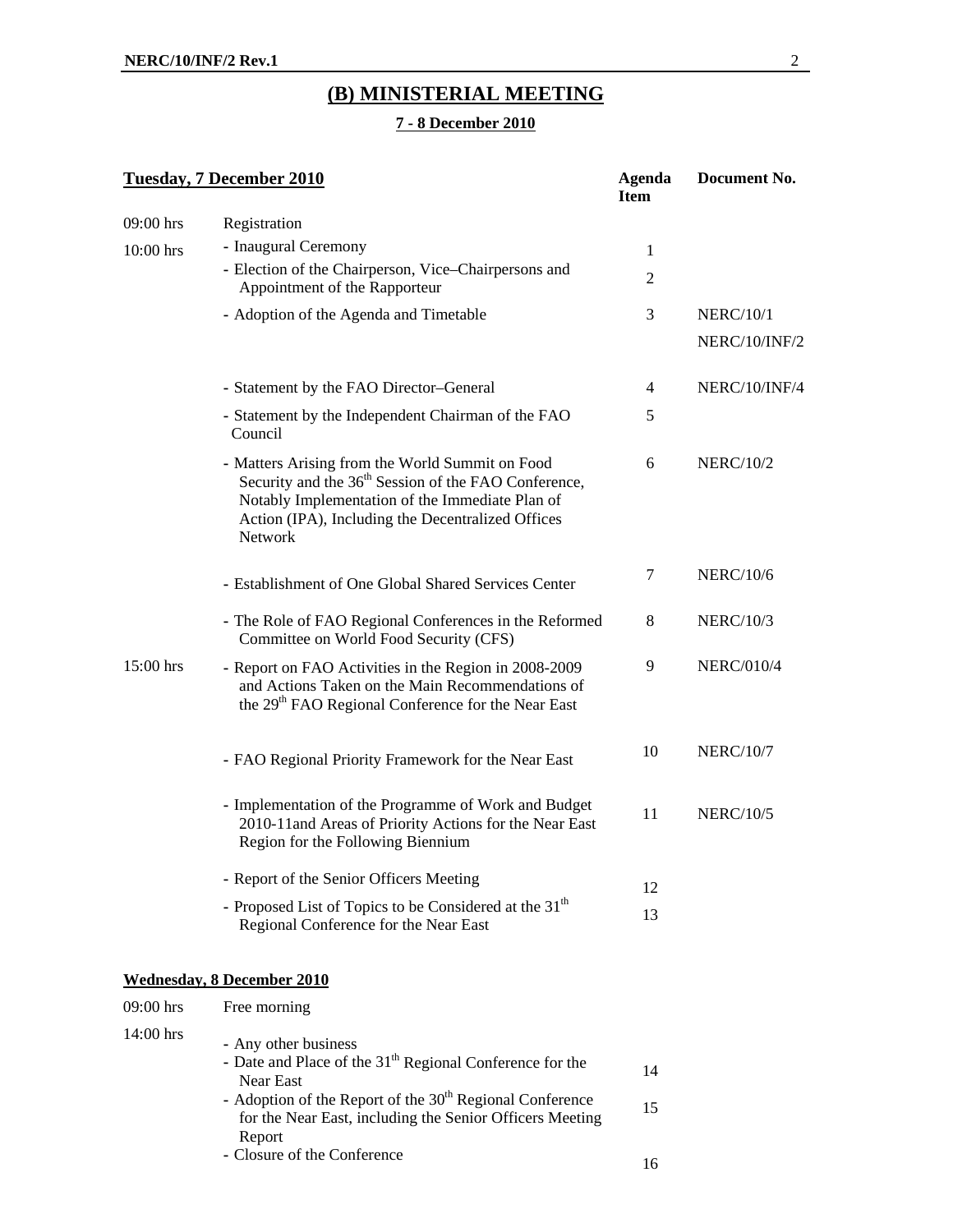# (B) MINISTERIAL MEETING

**7 - 8 December 2010**

| Tuesday, 7 December 2010 | | Agenda Item | Document No. |
|---|---|---|---|
| 09:00 hrs | Registration | | |
| 10:00 hrs | - Inaugural Ceremony | 1 | |
| | - Election of the Chairperson, Vice–Chairpersons and Appointment of the Rapporteur | 2 | |
| | - Adoption of the Agenda and Timetable | 3 | NERC/10/1<br>NERC/10/INF/2 |
| | - Statement by the FAO Director–General | 4 | NERC/10/INF/4 |
| | - Statement by the Independent Chairman of the FAO Council | 5 | |
| | - Matters Arising from the World Summit on Food Security and the 36th Session of the FAO Conference, Notably Implementation of the Immediate Plan of Action (IPA), Including the Decentralized Offices Network | 6 | NERC/10/2 |
| | - Establishment of One Global Shared Services Center | 7 | NERC/10/6 |
| | - The Role of FAO Regional Conferences in the Reformed Committee on World Food Security (CFS) | 8 | NERC/10/3 |
| 15:00 hrs | - Report on FAO Activities in the Region in 2008-2009 and Actions Taken on the Main Recommendations of the 29th FAO Regional Conference for the Near East | 9 | NERC/010/4 |
| | - FAO Regional Priority Framework for the Near East | 10 | NERC/10/7 |
| | - Implementation of the Programme of Work and Budget 2010-11and Areas of Priority Actions for the Near East Region for the Following Biennium | 11 | NERC/10/5 |
| | - Report of the Senior Officers Meeting | 12 | |
| | - Proposed List of Topics to be Considered at the 31th Regional Conference for the Near East | 13 | |

| Wednesday, 8 December 2010 | | | |
|---|---|---|---|
| 09:00 hrs | Free morning | | |
| 14:00 hrs | - Any other business | | |
| | - Date and Place of the 31th Regional Conference for the Near East | 14 | |
| | - Adoption of the Report of the 30th Regional Conference for the Near East, including the Senior Officers Meeting Report | 15 | |
| | - Closure of the Conference | 16 | |